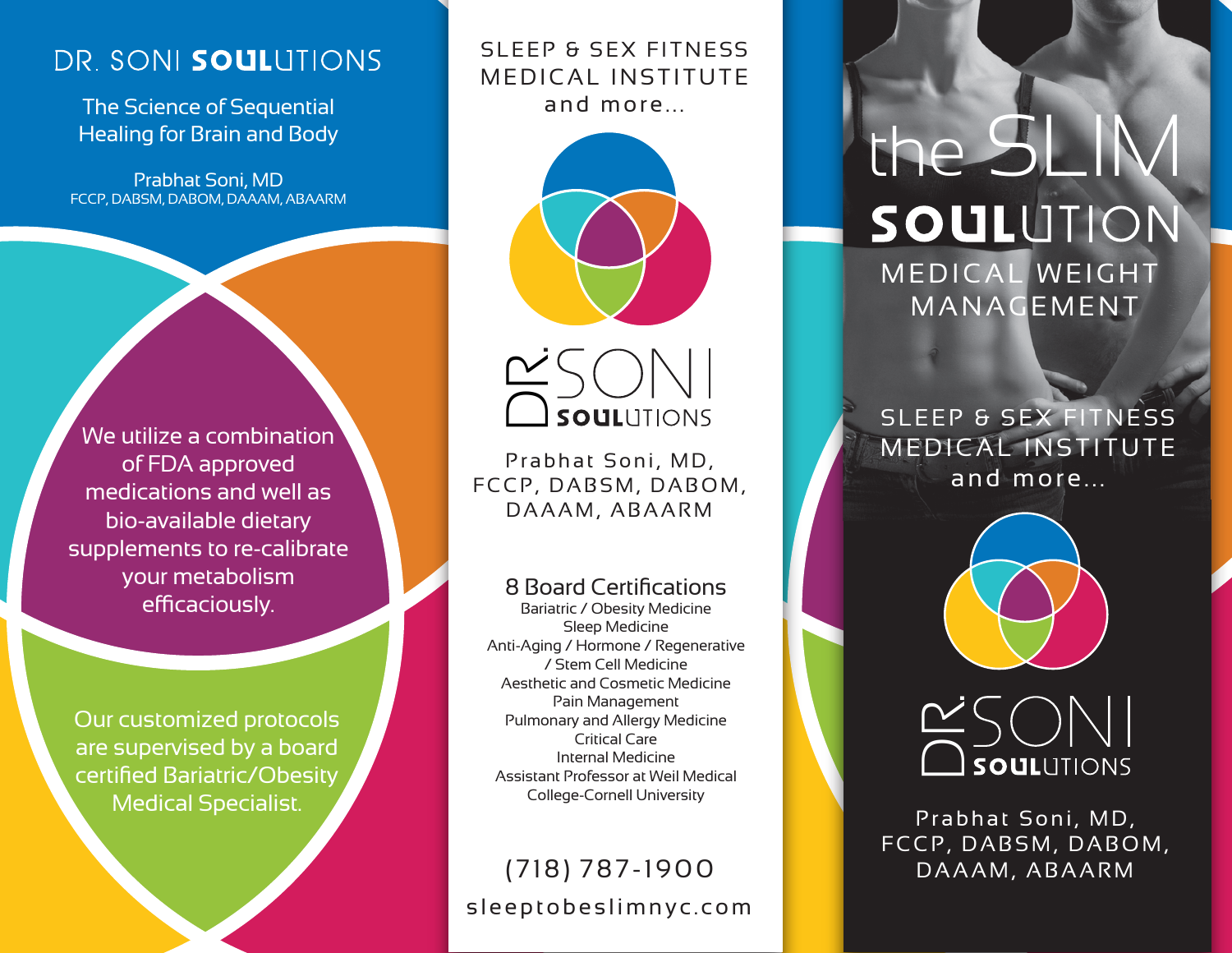# DR. SONI SOULUTIONS

The Science of Sequential Healing for Brain and Body

Prabhat Soni, MD
FCCP, DABSM, DABOM, DAAAM, ABAARM

We utilize a combination of FDA approved medications and well as bio-available dietary supplements to re-calibrate your metabolism efficaciously.

Our customized protocols are supervised by a board certified Bariatric/Obesity Medical Specialist.

## SLEEP & SEX FITNESS MEDICAL INSTITUTE and more...

DR. SONI SOULUTIONS

Prabhat Soni, MD, FCCP, DABSM, DABOM, DAAAM, ABAARM

### 8 Board Certifications

Bariatric / Obesity Medicine
Sleep Medicine
Anti-Aging / Hormone / Regenerative / Stem Cell Medicine
Aesthetic and Cosmetic Medicine
Pain Management
Pulmonary and Allergy Medicine
Critical Care
Internal Medicine
Assistant Professor at Weil Medical College-Cornell University

(718) 787-1900

sleeptobeslimnyc.com

# the SLIM SOULUTION

## MEDICAL WEIGHT MANAGEMENT

SLEEP & SEX FITNESS MEDICAL INSTITUTE and more...

DR. SONI SOULUTIONS

Prabhat Soni, MD, FCCP, DABSM, DABOM, DAAAM, ABAARM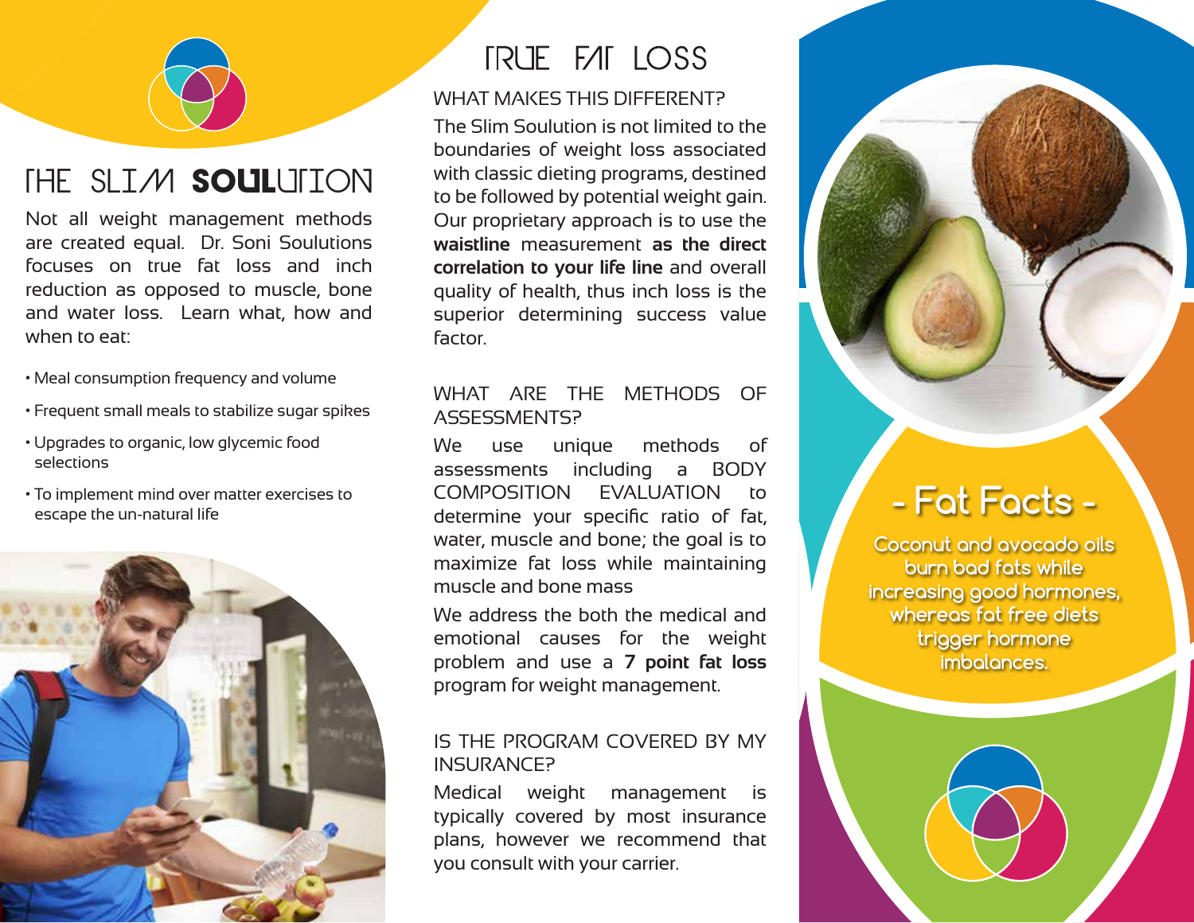# THE SLIM SOULUTION

Not all weight management methods are created equal. Dr. Soni Soulutions focuses on true fat loss and inch reduction as opposed to muscle, bone and water loss. Learn what, how and when to eat:

- Meal consumption frequency and volume
- Frequent small meals to stabilize sugar spikes
- Upgrades to organic, low glycemic food selections
- To implement mind over matter exercises to escape the un-natural life

# TRUE FAT LOSS

## WHAT MAKES THIS DIFFERENT?

The Slim Soulution is not limited to the boundaries of weight loss associated with classic dieting programs, destined to be followed by potential weight gain. Our proprietary approach is to use the **waistline** measurement **as the direct correlation to your life line** and overall quality of health, thus inch loss is the superior determining success value factor.

## WHAT ARE THE METHODS OF ASSESSMENTS?

We use unique methods of assessments including a BODY COMPOSITION EVALUATION to determine your specific ratio of fat, water, muscle and bone; the goal is to maximize fat loss while maintaining muscle and bone mass

We address the both the medical and emotional causes for the weight problem and use a **7 point fat loss** program for weight management.

## IS THE PROGRAM COVERED BY MY INSURANCE?

Medical weight management is typically covered by most insurance plans, however we recommend that you consult with your carrier.

## - Fat Facts -

Coconut and avocado oils burn bad fats while increasing good hormones, whereas fat free diets trigger hormone imbalances.